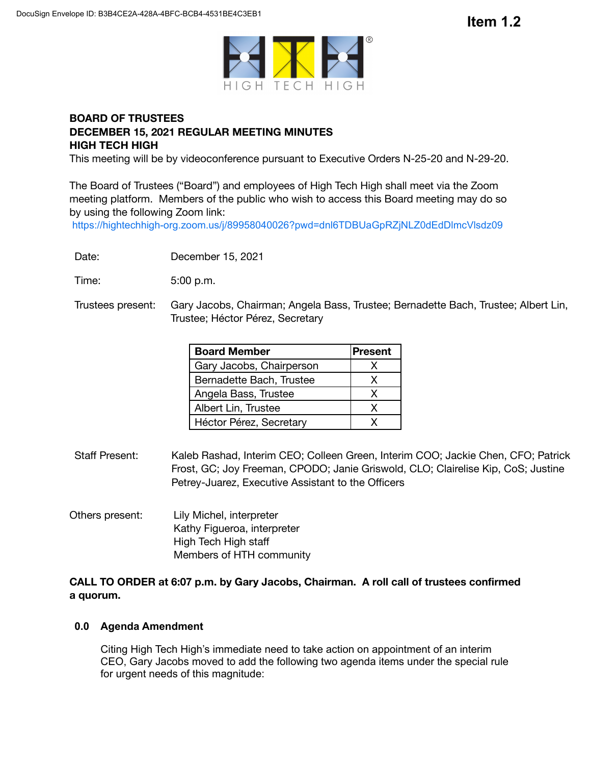DocuSign Envelope ID: B3B4CE2A-428A-4BFC-BCB4-4531BE4C3EB1

**Item 1.2**

HIGH TECH HIGH

**BOARD OF TRUSTEES**
**DECEMBER 15, 2021 REGULAR MEETING MINUTES**
**HIGH TECH HIGH**

This meeting will be by videoconference pursuant to Executive Orders N-25-20 and N-29-20.

The Board of Trustees ("Board") and employees of High Tech High shall meet via the Zoom meeting platform. Members of the public who wish to access this Board meeting may do so by using the following Zoom link:
https://hightechhigh-org.zoom.us/j/89958040026?pwd=dnl6TDBUaGpRZjNLZ0dEdDlmcVlsdz09

Date: December 15, 2021

Time: 5:00 p.m.

Trustees present: Gary Jacobs, Chairman; Angela Bass, Trustee; Bernadette Bach, Trustee; Albert Lin, Trustee; Héctor Pérez, Secretary

| Board Member | Present |
|---|---|
| Gary Jacobs, Chairperson | X |
| Bernadette Bach, Trustee | X |
| Angela Bass, Trustee | X |
| Albert Lin, Trustee | X |
| Héctor Pérez, Secretary | X |

Staff Present: Kaleb Rashad, Interim CEO; Colleen Green, Interim COO; Jackie Chen, CFO; Patrick Frost, GC; Joy Freeman, CPODO; Janie Griswold, CLO; Clairelise Kip, CoS; Justine Petrey-Juarez, Executive Assistant to the Officers

Others present:
Lily Michel, interpreter
Kathy Figueroa, interpreter
High Tech High staff
Members of HTH community

**CALL TO ORDER at 6:07 p.m. by Gary Jacobs, Chairman. A roll call of trustees confirmed a quorum.**

**0.0 Agenda Amendment**

Citing High Tech High's immediate need to take action on appointment of an interim CEO, Gary Jacobs moved to add the following two agenda items under the special rule for urgent needs of this magnitude: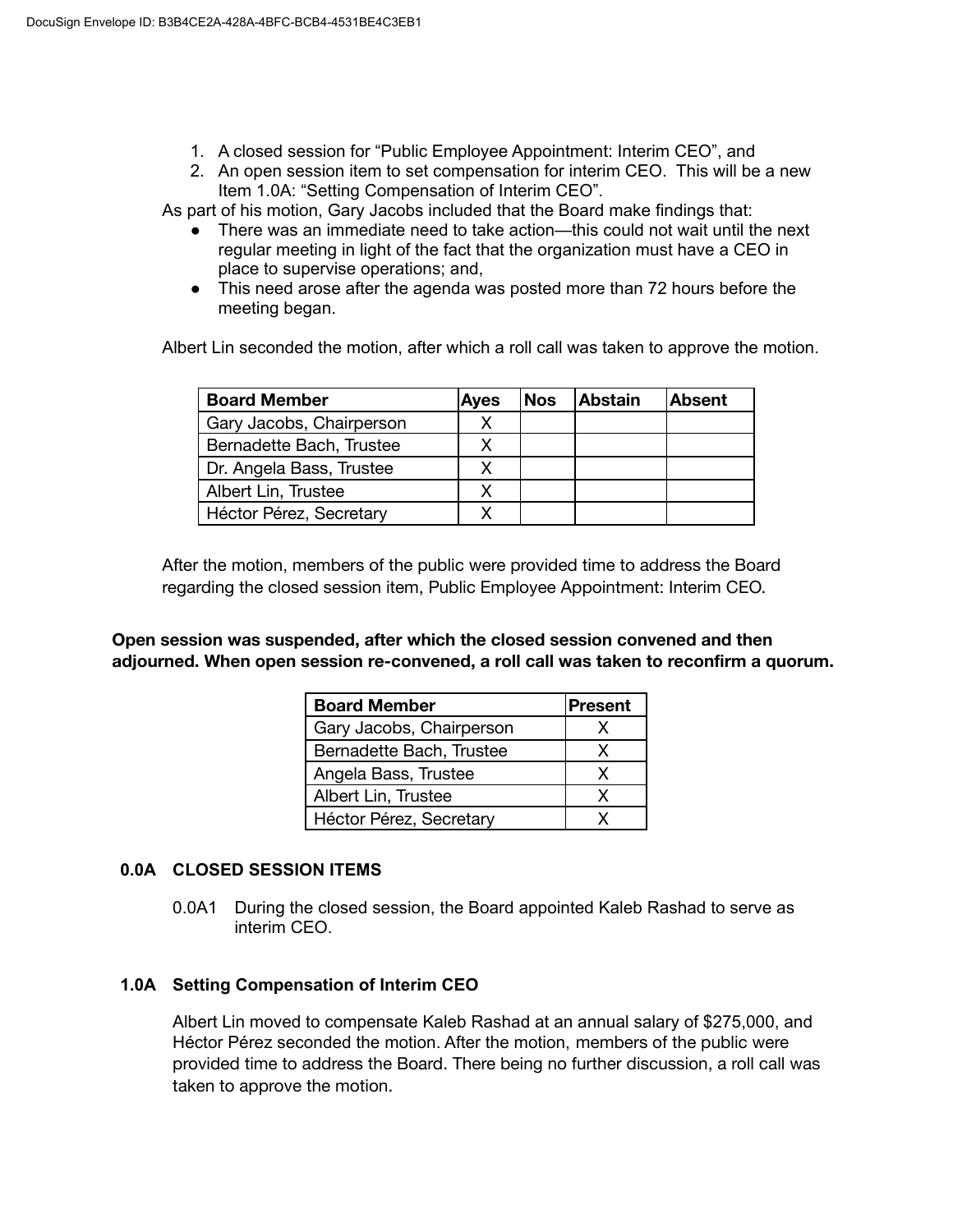1. A closed session for "Public Employee Appointment: Interim CEO", and
2. An open session item to set compensation for interim CEO. This will be a new Item 1.0A: "Setting Compensation of Interim CEO".

As part of his motion, Gary Jacobs included that the Board make findings that:

- There was an immediate need to take action—this could not wait until the next regular meeting in light of the fact that the organization must have a CEO in place to supervise operations; and,
- This need arose after the agenda was posted more than 72 hours before the meeting began.

Albert Lin seconded the motion, after which a roll call was taken to approve the motion.

| Board Member | Ayes | Nos | Abstain | Absent |
| --- | --- | --- | --- | --- |
| Gary Jacobs, Chairperson | X | | | |
| Bernadette Bach, Trustee | X | | | |
| Dr. Angela Bass, Trustee | X | | | |
| Albert Lin, Trustee | X | | | |
| Héctor Pérez, Secretary | X | | | |

After the motion, members of the public were provided time to address the Board regarding the closed session item, Public Employee Appointment: Interim CEO.

**Open session was suspended, after which the closed session convened and then adjourned. When open session re-convened, a roll call was taken to reconfirm a quorum.**

| Board Member | Present |
| --- | --- |
| Gary Jacobs, Chairperson | X |
| Bernadette Bach, Trustee | X |
| Angela Bass, Trustee | X |
| Albert Lin, Trustee | X |
| Héctor Pérez, Secretary | X |

### 0.0A CLOSED SESSION ITEMS

0.0A1 During the closed session, the Board appointed Kaleb Rashad to serve as interim CEO.

### 1.0A Setting Compensation of Interim CEO

Albert Lin moved to compensate Kaleb Rashad at an annual salary of $275,000, and Héctor Pérez seconded the motion. After the motion, members of the public were provided time to address the Board. There being no further discussion, a roll call was taken to approve the motion.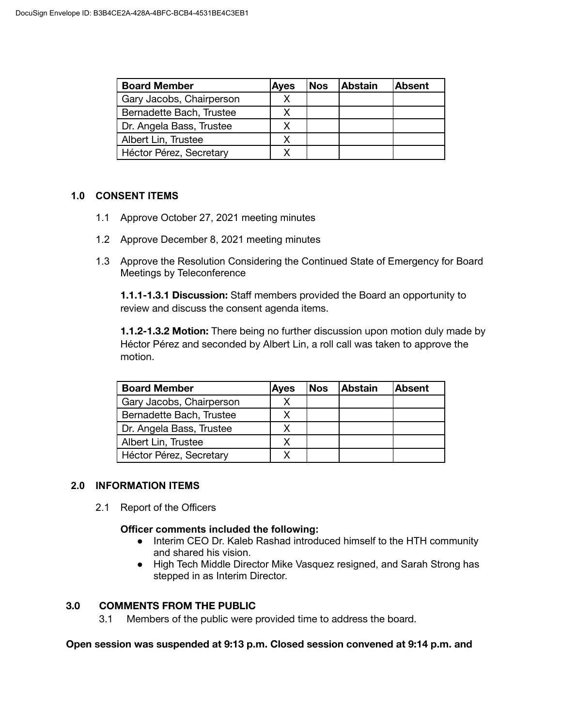| Board Member | Ayes | Nos | Abstain | Absent |
|---|---|---|---|---|
| Gary Jacobs, Chairperson | X | | | |
| Bernadette Bach, Trustee | X | | | |
| Dr. Angela Bass, Trustee | X | | | |
| Albert Lin, Trustee | X | | | |
| Héctor Pérez, Secretary | X | | | |

## 1.0 CONSENT ITEMS

1.1 Approve October 27, 2021 meeting minutes

1.2 Approve December 8, 2021 meeting minutes

1.3 Approve the Resolution Considering the Continued State of Emergency for Board Meetings by Teleconference

**1.1.1-1.3.1 Discussion:** Staff members provided the Board an opportunity to review and discuss the consent agenda items.

**1.1.2-1.3.2 Motion:** There being no further discussion upon motion duly made by Héctor Pérez and seconded by Albert Lin, a roll call was taken to approve the motion.

| Board Member | Ayes | Nos | Abstain | Absent |
|---|---|---|---|---|
| Gary Jacobs, Chairperson | X | | | |
| Bernadette Bach, Trustee | X | | | |
| Dr. Angela Bass, Trustee | X | | | |
| Albert Lin, Trustee | X | | | |
| Héctor Pérez, Secretary | X | | | |

## 2.0 INFORMATION ITEMS

2.1 Report of the Officers

**Officer comments included the following:**

- Interim CEO Dr. Kaleb Rashad introduced himself to the HTH community and shared his vision.
- High Tech Middle Director Mike Vasquez resigned, and Sarah Strong has stepped in as Interim Director.

## 3.0 COMMENTS FROM THE PUBLIC

3.1 Members of the public were provided time to address the board.

**Open session was suspended at 9:13 p.m. Closed session convened at 9:14 p.m. and**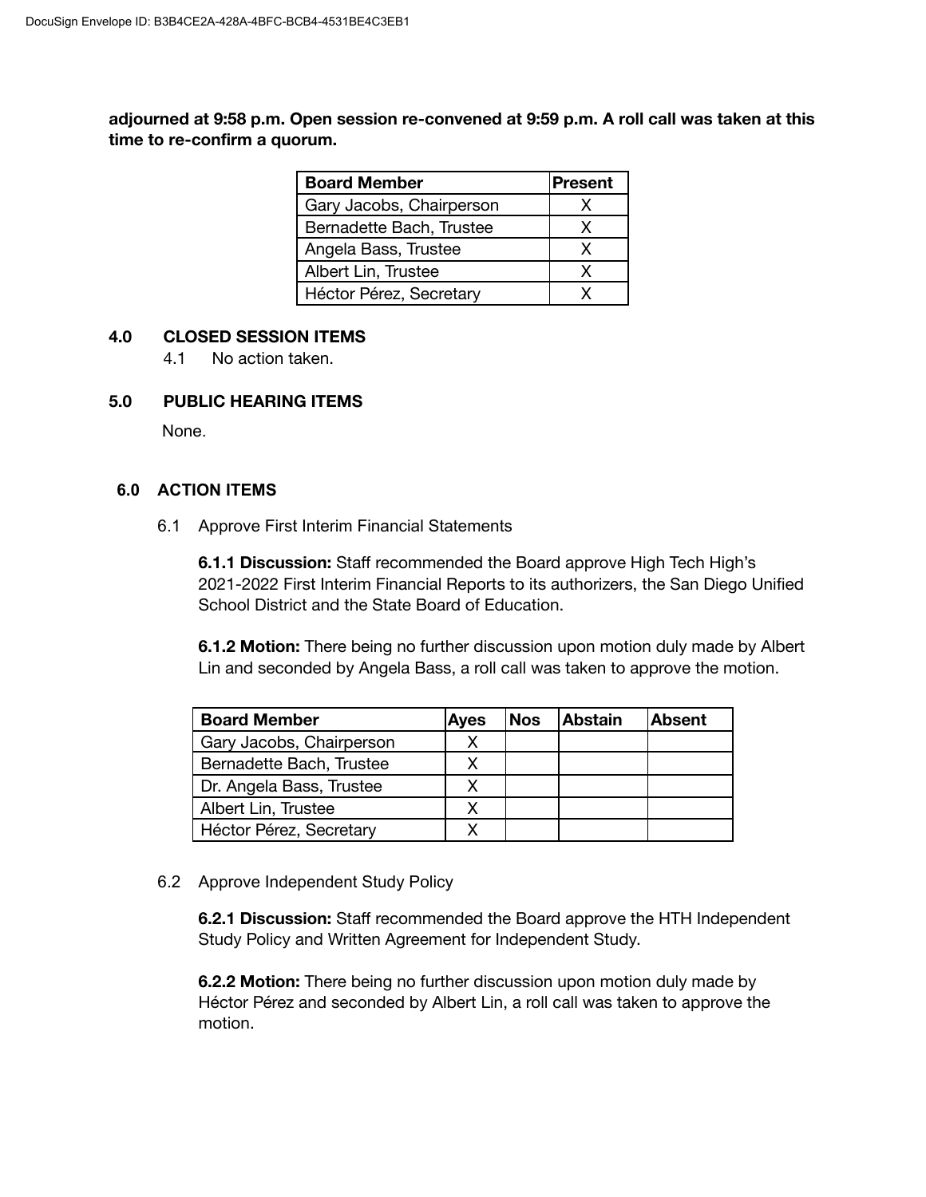**adjourned at 9:58 p.m. Open session re-convened at 9:59 p.m. A roll call was taken at this time to re-confirm a quorum.**

| Board Member | Present |
|---|---|
| Gary Jacobs, Chairperson | X |
| Bernadette Bach, Trustee | X |
| Angela Bass, Trustee | X |
| Albert Lin, Trustee | X |
| Héctor Pérez, Secretary | X |

## 4.0 CLOSED SESSION ITEMS

4.1 No action taken.

## 5.0 PUBLIC HEARING ITEMS

None.

## 6.0 ACTION ITEMS

6.1 Approve First Interim Financial Statements

**6.1.1 Discussion:** Staff recommended the Board approve High Tech High's 2021-2022 First Interim Financial Reports to its authorizers, the San Diego Unified School District and the State Board of Education.

**6.1.2 Motion:** There being no further discussion upon motion duly made by Albert Lin and seconded by Angela Bass, a roll call was taken to approve the motion.

| Board Member | Ayes | Nos | Abstain | Absent |
|---|---|---|---|---|
| Gary Jacobs, Chairperson | X | | | |
| Bernadette Bach, Trustee | X | | | |
| Dr. Angela Bass, Trustee | X | | | |
| Albert Lin, Trustee | X | | | |
| Héctor Pérez, Secretary | X | | | |

6.2 Approve Independent Study Policy

**6.2.1 Discussion:** Staff recommended the Board approve the HTH Independent Study Policy and Written Agreement for Independent Study.

**6.2.2 Motion:** There being no further discussion upon motion duly made by Héctor Pérez and seconded by Albert Lin, a roll call was taken to approve the motion.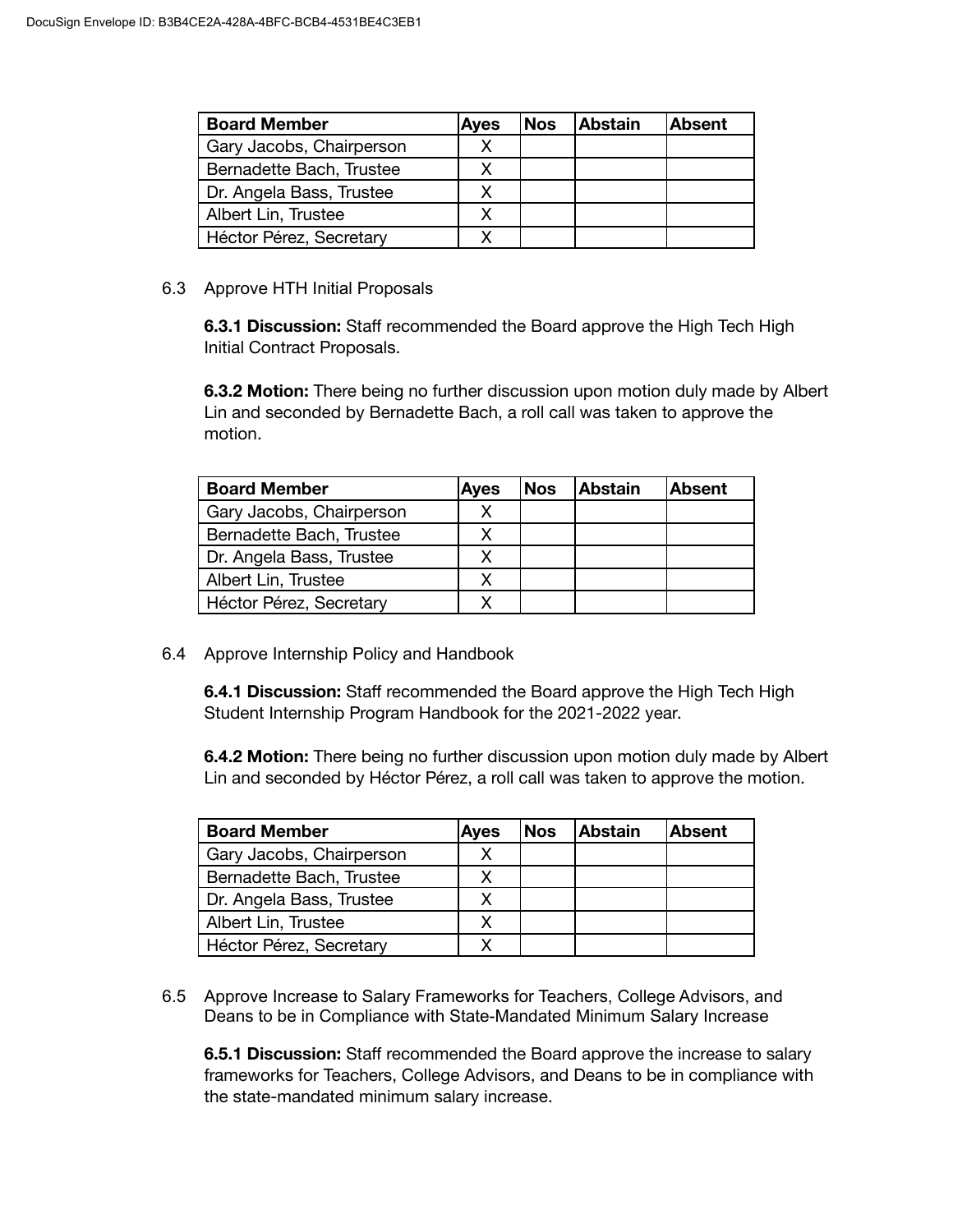| Board Member | Ayes | Nos | Abstain | Absent |
|---|---|---|---|---|
| Gary Jacobs, Chairperson | X | | | |
| Bernadette Bach, Trustee | X | | | |
| Dr. Angela Bass, Trustee | X | | | |
| Albert Lin, Trustee | X | | | |
| Héctor Pérez, Secretary | X | | | |

6.3 Approve HTH Initial Proposals

**6.3.1 Discussion:** Staff recommended the Board approve the High Tech High Initial Contract Proposals.

**6.3.2 Motion:** There being no further discussion upon motion duly made by Albert Lin and seconded by Bernadette Bach, a roll call was taken to approve the motion.

| Board Member | Ayes | Nos | Abstain | Absent |
|---|---|---|---|---|
| Gary Jacobs, Chairperson | X | | | |
| Bernadette Bach, Trustee | X | | | |
| Dr. Angela Bass, Trustee | X | | | |
| Albert Lin, Trustee | X | | | |
| Héctor Pérez, Secretary | X | | | |

6.4 Approve Internship Policy and Handbook

**6.4.1 Discussion:** Staff recommended the Board approve the High Tech High Student Internship Program Handbook for the 2021-2022 year.

**6.4.2 Motion:** There being no further discussion upon motion duly made by Albert Lin and seconded by Héctor Pérez, a roll call was taken to approve the motion.

| Board Member | Ayes | Nos | Abstain | Absent |
|---|---|---|---|---|
| Gary Jacobs, Chairperson | X | | | |
| Bernadette Bach, Trustee | X | | | |
| Dr. Angela Bass, Trustee | X | | | |
| Albert Lin, Trustee | X | | | |
| Héctor Pérez, Secretary | X | | | |

6.5 Approve Increase to Salary Frameworks for Teachers, College Advisors, and Deans to be in Compliance with State-Mandated Minimum Salary Increase

**6.5.1 Discussion:** Staff recommended the Board approve the increase to salary frameworks for Teachers, College Advisors, and Deans to be in compliance with the state-mandated minimum salary increase.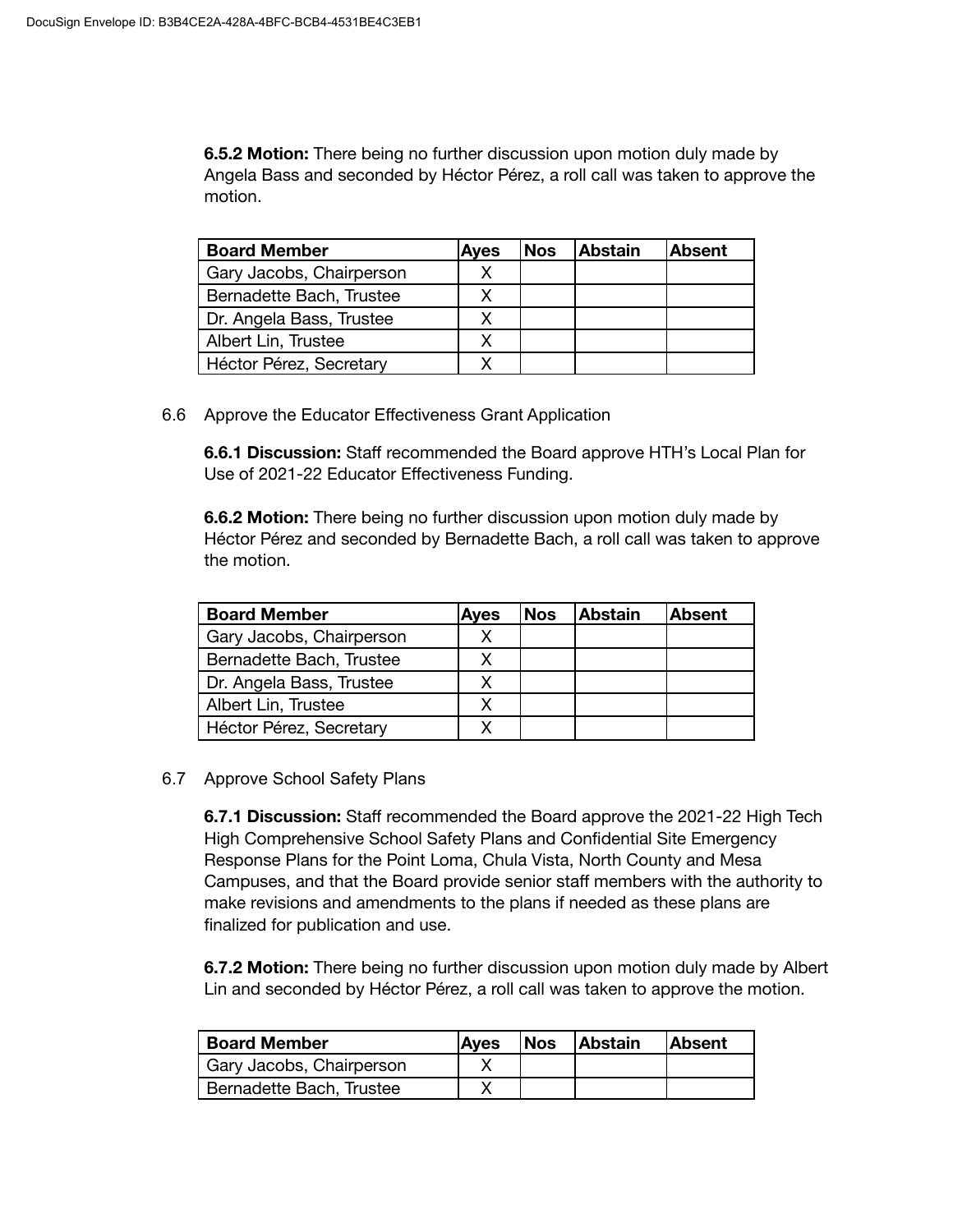**6.5.2 Motion:** There being no further discussion upon motion duly made by Angela Bass and seconded by Héctor Pérez, a roll call was taken to approve the motion.

| Board Member | Ayes | Nos | Abstain | Absent |
|---|---|---|---|---|
| Gary Jacobs, Chairperson | X | | | |
| Bernadette Bach, Trustee | X | | | |
| Dr. Angela Bass, Trustee | X | | | |
| Albert Lin, Trustee | X | | | |
| Héctor Pérez, Secretary | X | | | |

6.6 Approve the Educator Effectiveness Grant Application

**6.6.1 Discussion:** Staff recommended the Board approve HTH's Local Plan for Use of 2021-22 Educator Effectiveness Funding.

**6.6.2 Motion:** There being no further discussion upon motion duly made by Héctor Pérez and seconded by Bernadette Bach, a roll call was taken to approve the motion.

| Board Member | Ayes | Nos | Abstain | Absent |
|---|---|---|---|---|
| Gary Jacobs, Chairperson | X | | | |
| Bernadette Bach, Trustee | X | | | |
| Dr. Angela Bass, Trustee | X | | | |
| Albert Lin, Trustee | X | | | |
| Héctor Pérez, Secretary | X | | | |

6.7 Approve School Safety Plans

**6.7.1 Discussion:** Staff recommended the Board approve the 2021-22 High Tech High Comprehensive School Safety Plans and Confidential Site Emergency Response Plans for the Point Loma, Chula Vista, North County and Mesa Campuses, and that the Board provide senior staff members with the authority to make revisions and amendments to the plans if needed as these plans are finalized for publication and use.

**6.7.2 Motion:** There being no further discussion upon motion duly made by Albert Lin and seconded by Héctor Pérez, a roll call was taken to approve the motion.

| Board Member | Ayes | Nos | Abstain | Absent |
|---|---|---|---|---|
| Gary Jacobs, Chairperson | X | | | |
| Bernadette Bach, Trustee | X | | | |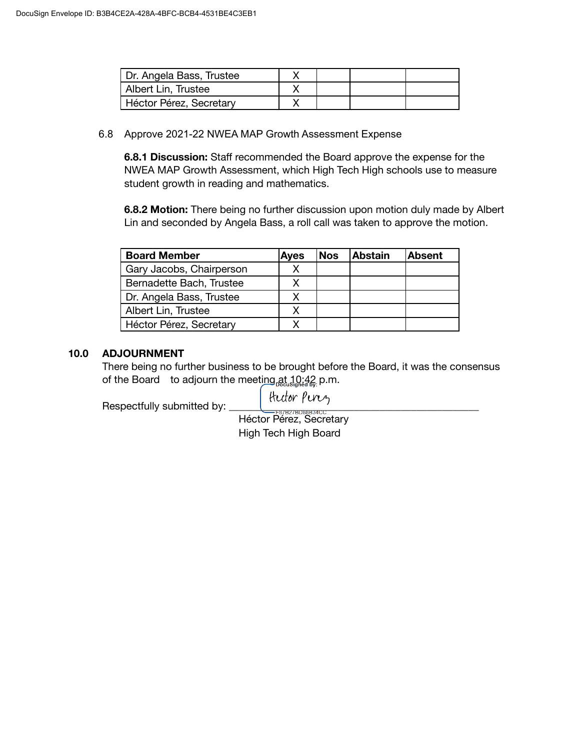| | | | | |
|---|---|---|---|---|
| Dr. Angela Bass, Trustee | X | | | |
| Albert Lin, Trustee | X | | | |
| Héctor Pérez, Secretary | X | | | |

6.8 Approve 2021-22 NWEA MAP Growth Assessment Expense

**6.8.1 Discussion:** Staff recommended the Board approve the expense for the NWEA MAP Growth Assessment, which High Tech High schools use to measure student growth in reading and mathematics.

**6.8.2 Motion:** There being no further discussion upon motion duly made by Albert Lin and seconded by Angela Bass, a roll call was taken to approve the motion.

| Board Member | Ayes | Nos | Abstain | Absent |
|---|---|---|---|---|
| Gary Jacobs, Chairperson | X | | | |
| Bernadette Bach, Trustee | X | | | |
| Dr. Angela Bass, Trustee | X | | | |
| Albert Lin, Trustee | X | | | |
| Héctor Pérez, Secretary | X | | | |

## 10.0 ADJOURNMENT

There being no further business to be brought before the Board, it was the consensus of the Board to adjourn the meeting at 10:42 p.m.

Respectfully submitted by: DocuSigned by: Héctor Pérez

F87B27BD88B34CC

Héctor Pérez, Secretary
High Tech High Board